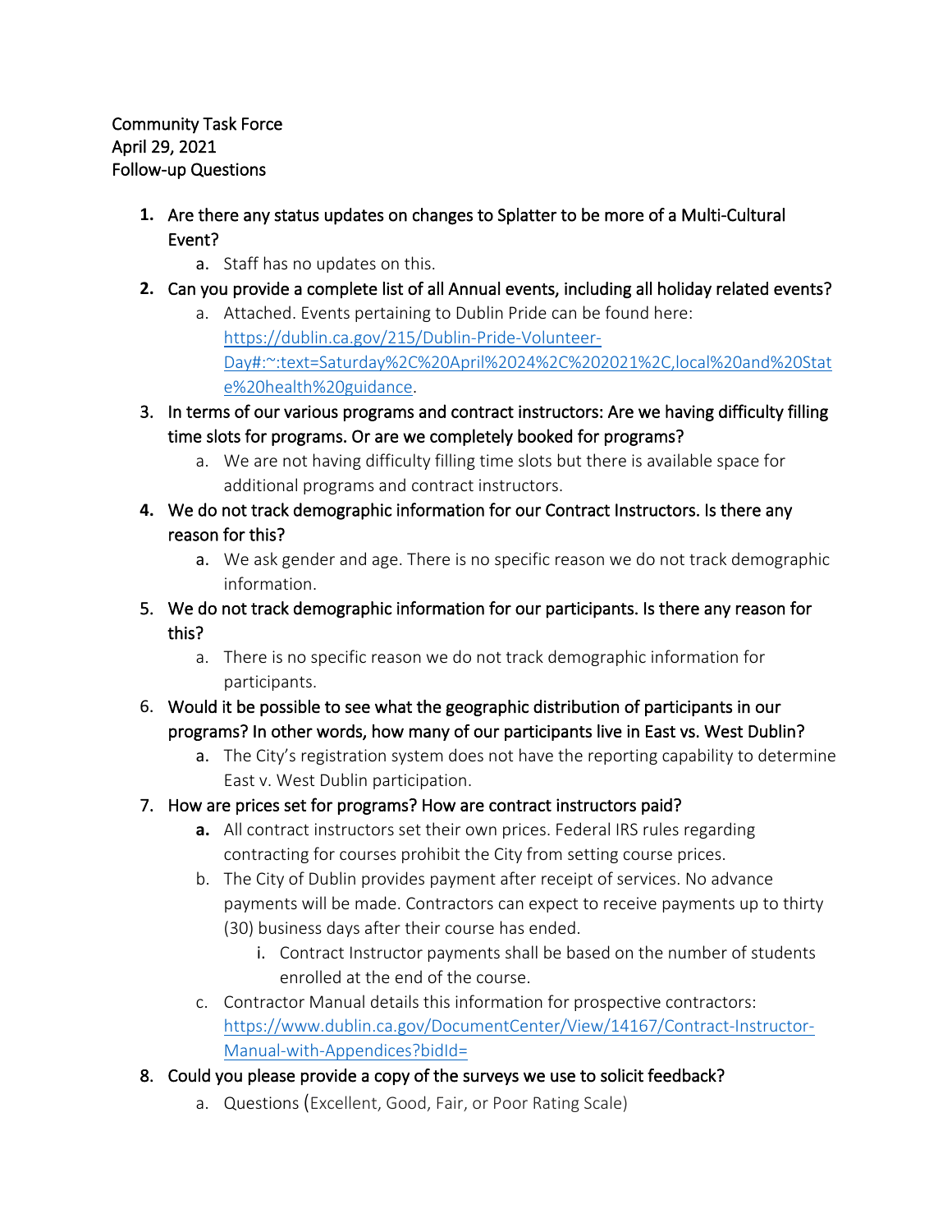Community Task Force
April 29, 2021
Follow-up Questions

1. **Are there any status updates on changes to Splatter to be more of a Multi-Cultural Event?**
   a. Staff has no updates on this.
2. **Can you provide a complete list of all Annual events, including all holiday related events?**
   a. Attached. Events pertaining to Dublin Pride can be found here: [https://dublin.ca.gov/215/Dublin-Pride-Volunteer-Day#:~:text=Saturday%2C%20April%2024%2C%202021%2C,local%20and%20State%20health%20guidance](https://dublin.ca.gov/215/Dublin-Pride-Volunteer-Day#:~:text=Saturday%2C%20April%2024%2C%202021%2C,local%20and%20State%20health%20guidance).
3. **In terms of our various programs and contract instructors: Are we having difficulty filling time slots for programs. Or are we completely booked for programs?**
   a. We are not having difficulty filling time slots but there is available space for additional programs and contract instructors.
4. **We do not track demographic information for our Contract Instructors. Is there any reason for this?**
   a. We ask gender and age. There is no specific reason we do not track demographic information.
5. **We do not track demographic information for our participants. Is there any reason for this?**
   a. There is no specific reason we do not track demographic information for participants.
6. **Would it be possible to see what the geographic distribution of participants in our programs? In other words, how many of our participants live in East vs. West Dublin?**
   a. The City's registration system does not have the reporting capability to determine East v. West Dublin participation.
7. **How are prices set for programs? How are contract instructors paid?**
   a. All contract instructors set their own prices. Federal IRS rules regarding contracting for courses prohibit the City from setting course prices.
   b. The City of Dublin provides payment after receipt of services. No advance payments will be made. Contractors can expect to receive payments up to thirty (30) business days after their course has ended.
      i. Contract Instructor payments shall be based on the number of students enrolled at the end of the course.
   c. Contractor Manual details this information for prospective contractors: [https://www.dublin.ca.gov/DocumentCenter/View/14167/Contract-Instructor-Manual-with-Appendices?bidId=](https://www.dublin.ca.gov/DocumentCenter/View/14167/Contract-Instructor-Manual-with-Appendices?bidId=)
8. **Could you please provide a copy of the surveys we use to solicit feedback?**
   a. Questions (Excellent, Good, Fair, or Poor Rating Scale)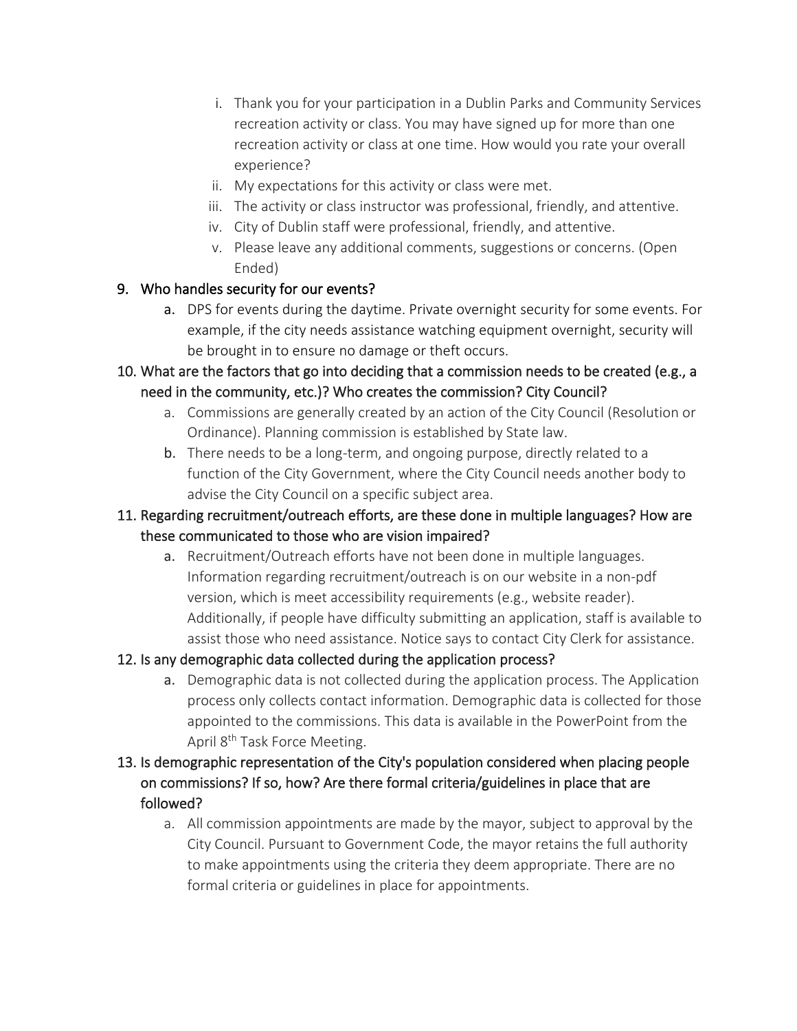i. Thank you for your participation in a Dublin Parks and Community Services recreation activity or class. You may have signed up for more than one recreation activity or class at one time. How would you rate your overall experience?
   ii. My expectations for this activity or class were met.
   iii. The activity or class instructor was professional, friendly, and attentive.
   iv. City of Dublin staff were professional, friendly, and attentive.
   v. Please leave any additional comments, suggestions or concerns. (Open Ended)

9. Who handles security for our events?
   a. DPS for events during the daytime. Private overnight security for some events. For example, if the city needs assistance watching equipment overnight, security will be brought in to ensure no damage or theft occurs.

10. What are the factors that go into deciding that a commission needs to be created (e.g., a need in the community, etc.)? Who creates the commission? City Council?
    a. Commissions are generally created by an action of the City Council (Resolution or Ordinance). Planning commission is established by State law.
    b. There needs to be a long-term, and ongoing purpose, directly related to a function of the City Government, where the City Council needs another body to advise the City Council on a specific subject area.

11. Regarding recruitment/outreach efforts, are these done in multiple languages? How are these communicated to those who are vision impaired?
    a. Recruitment/Outreach efforts have not been done in multiple languages. Information regarding recruitment/outreach is on our website in a non-pdf version, which is meet accessibility requirements (e.g., website reader). Additionally, if people have difficulty submitting an application, staff is available to assist those who need assistance. Notice says to contact City Clerk for assistance.

12. Is any demographic data collected during the application process?
    a. Demographic data is not collected during the application process. The Application process only collects contact information. Demographic data is collected for those appointed to the commissions. This data is available in the PowerPoint from the April 8th Task Force Meeting.

13. Is demographic representation of the City's population considered when placing people on commissions? If so, how? Are there formal criteria/guidelines in place that are followed?
    a. All commission appointments are made by the mayor, subject to approval by the City Council. Pursuant to Government Code, the mayor retains the full authority to make appointments using the criteria they deem appropriate. There are no formal criteria or guidelines in place for appointments.